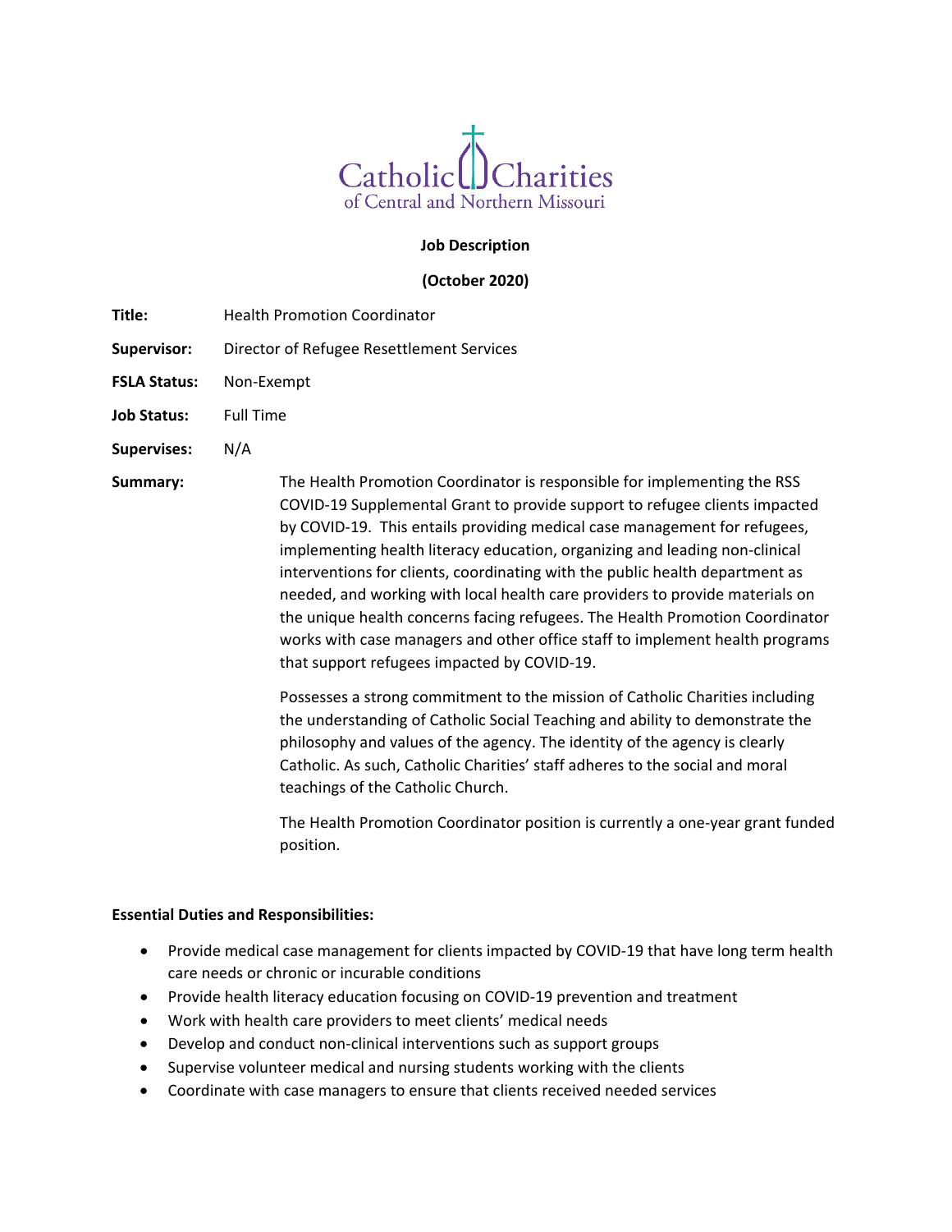Catholic Charities
of Central and Northern Missouri

**Job Description**

**(October 2020)**

**Title:** Health Promotion Coordinator

**Supervisor:** Director of Refugee Resettlement Services

**FSLA Status:** Non-Exempt

**Job Status:** Full Time

**Supervises:** N/A

**Summary:** The Health Promotion Coordinator is responsible for implementing the RSS COVID-19 Supplemental Grant to provide support to refugee clients impacted by COVID-19. This entails providing medical case management for refugees, implementing health literacy education, organizing and leading non-clinical interventions for clients, coordinating with the public health department as needed, and working with local health care providers to provide materials on the unique health concerns facing refugees. The Health Promotion Coordinator works with case managers and other office staff to implement health programs that support refugees impacted by COVID-19.

Possesses a strong commitment to the mission of Catholic Charities including the understanding of Catholic Social Teaching and ability to demonstrate the philosophy and values of the agency. The identity of the agency is clearly Catholic. As such, Catholic Charities' staff adheres to the social and moral teachings of the Catholic Church.

The Health Promotion Coordinator position is currently a one-year grant funded position.

**Essential Duties and Responsibilities:**

- Provide medical case management for clients impacted by COVID-19 that have long term health care needs or chronic or incurable conditions
- Provide health literacy education focusing on COVID-19 prevention and treatment
- Work with health care providers to meet clients' medical needs
- Develop and conduct non-clinical interventions such as support groups
- Supervise volunteer medical and nursing students working with the clients
- Coordinate with case managers to ensure that clients received needed services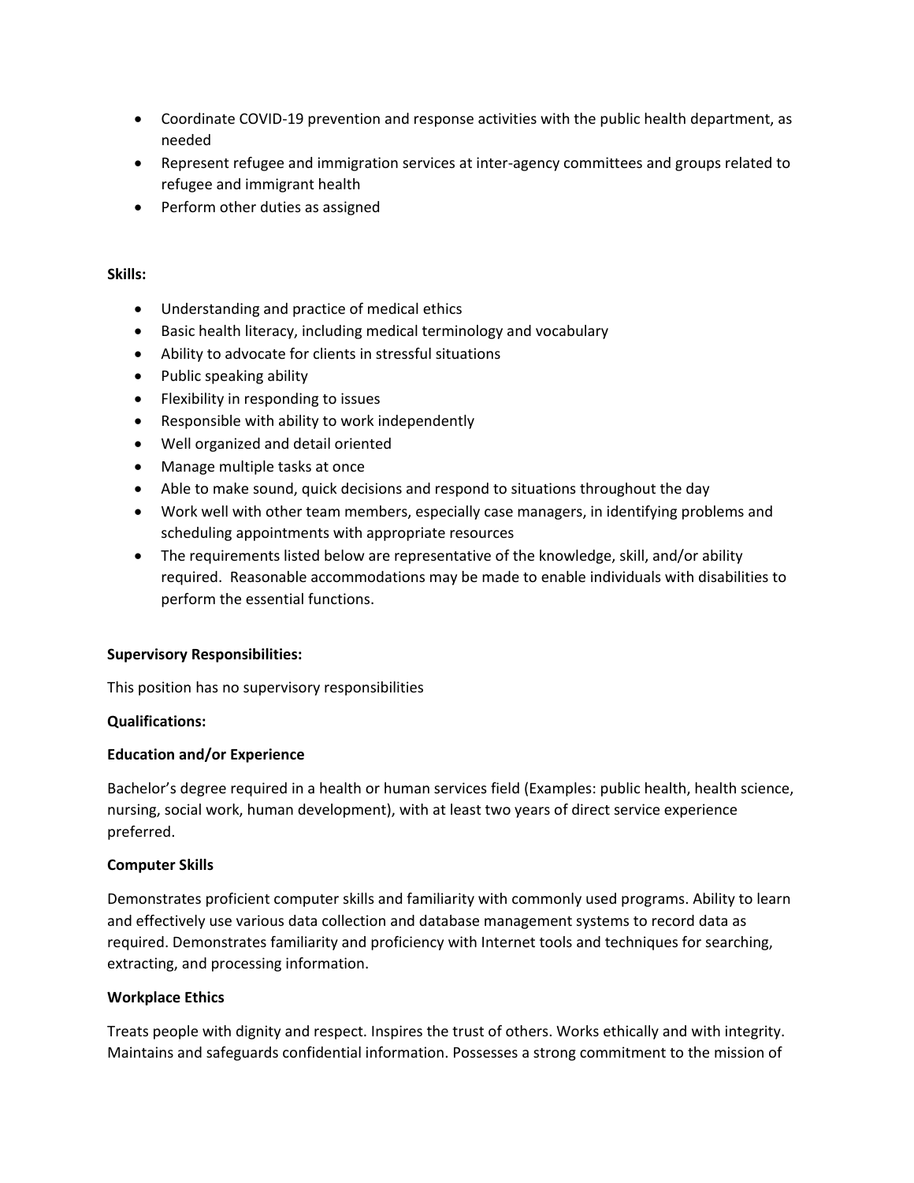- Coordinate COVID-19 prevention and response activities with the public health department, as needed
- Represent refugee and immigration services at inter-agency committees and groups related to refugee and immigrant health
- Perform other duties as assigned

**Skills:**

- Understanding and practice of medical ethics
- Basic health literacy, including medical terminology and vocabulary
- Ability to advocate for clients in stressful situations
- Public speaking ability
- Flexibility in responding to issues
- Responsible with ability to work independently
- Well organized and detail oriented
- Manage multiple tasks at once
- Able to make sound, quick decisions and respond to situations throughout the day
- Work well with other team members, especially case managers, in identifying problems and scheduling appointments with appropriate resources
- The requirements listed below are representative of the knowledge, skill, and/or ability required. Reasonable accommodations may be made to enable individuals with disabilities to perform the essential functions.

**Supervisory Responsibilities:**

This position has no supervisory responsibilities

**Qualifications:**

**Education and/or Experience**

Bachelor's degree required in a health or human services field (Examples: public health, health science, nursing, social work, human development), with at least two years of direct service experience preferred.

**Computer Skills**

Demonstrates proficient computer skills and familiarity with commonly used programs. Ability to learn and effectively use various data collection and database management systems to record data as required. Demonstrates familiarity and proficiency with Internet tools and techniques for searching, extracting, and processing information.

**Workplace Ethics**

Treats people with dignity and respect. Inspires the trust of others. Works ethically and with integrity. Maintains and safeguards confidential information. Possesses a strong commitment to the mission of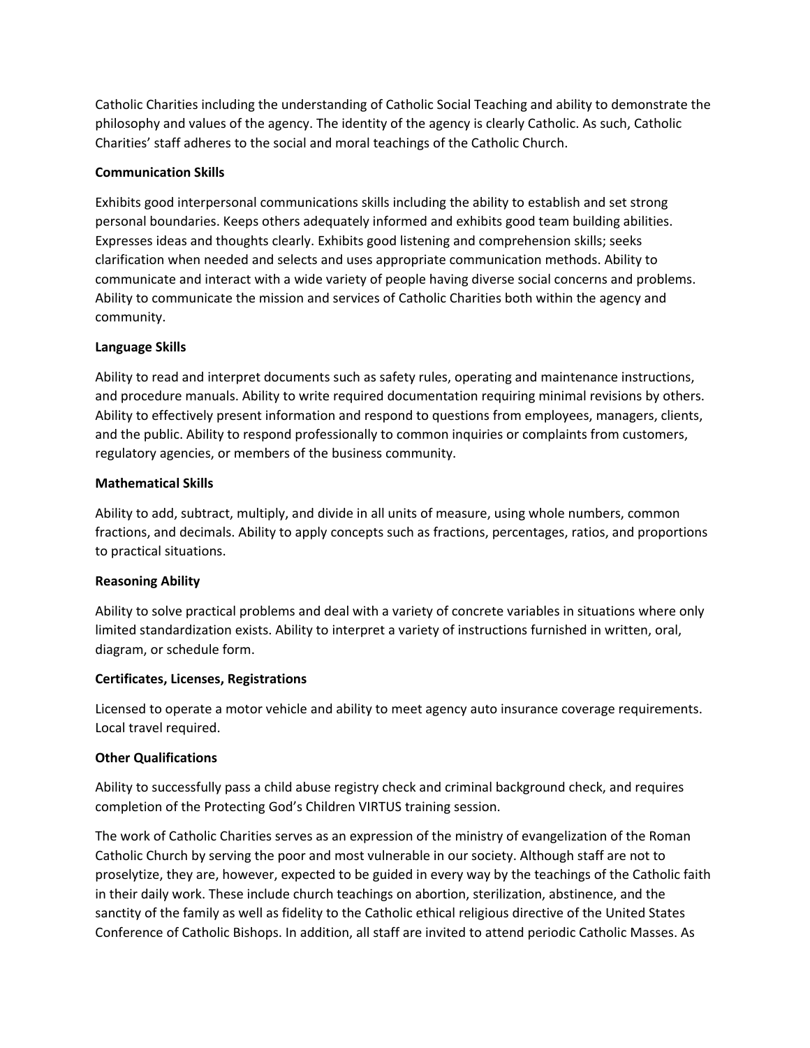Catholic Charities including the understanding of Catholic Social Teaching and ability to demonstrate the philosophy and values of the agency. The identity of the agency is clearly Catholic. As such, Catholic Charities' staff adheres to the social and moral teachings of the Catholic Church.

**Communication Skills**

Exhibits good interpersonal communications skills including the ability to establish and set strong personal boundaries. Keeps others adequately informed and exhibits good team building abilities. Expresses ideas and thoughts clearly. Exhibits good listening and comprehension skills; seeks clarification when needed and selects and uses appropriate communication methods. Ability to communicate and interact with a wide variety of people having diverse social concerns and problems. Ability to communicate the mission and services of Catholic Charities both within the agency and community.

**Language Skills**

Ability to read and interpret documents such as safety rules, operating and maintenance instructions, and procedure manuals. Ability to write required documentation requiring minimal revisions by others. Ability to effectively present information and respond to questions from employees, managers, clients, and the public. Ability to respond professionally to common inquiries or complaints from customers, regulatory agencies, or members of the business community.

**Mathematical Skills**

Ability to add, subtract, multiply, and divide in all units of measure, using whole numbers, common fractions, and decimals. Ability to apply concepts such as fractions, percentages, ratios, and proportions to practical situations.

**Reasoning Ability**

Ability to solve practical problems and deal with a variety of concrete variables in situations where only limited standardization exists. Ability to interpret a variety of instructions furnished in written, oral, diagram, or schedule form.

**Certificates, Licenses, Registrations**

Licensed to operate a motor vehicle and ability to meet agency auto insurance coverage requirements. Local travel required.

**Other Qualifications**

Ability to successfully pass a child abuse registry check and criminal background check, and requires completion of the Protecting God's Children VIRTUS training session.

The work of Catholic Charities serves as an expression of the ministry of evangelization of the Roman Catholic Church by serving the poor and most vulnerable in our society. Although staff are not to proselytize, they are, however, expected to be guided in every way by the teachings of the Catholic faith in their daily work. These include church teachings on abortion, sterilization, abstinence, and the sanctity of the family as well as fidelity to the Catholic ethical religious directive of the United States Conference of Catholic Bishops. In addition, all staff are invited to attend periodic Catholic Masses. As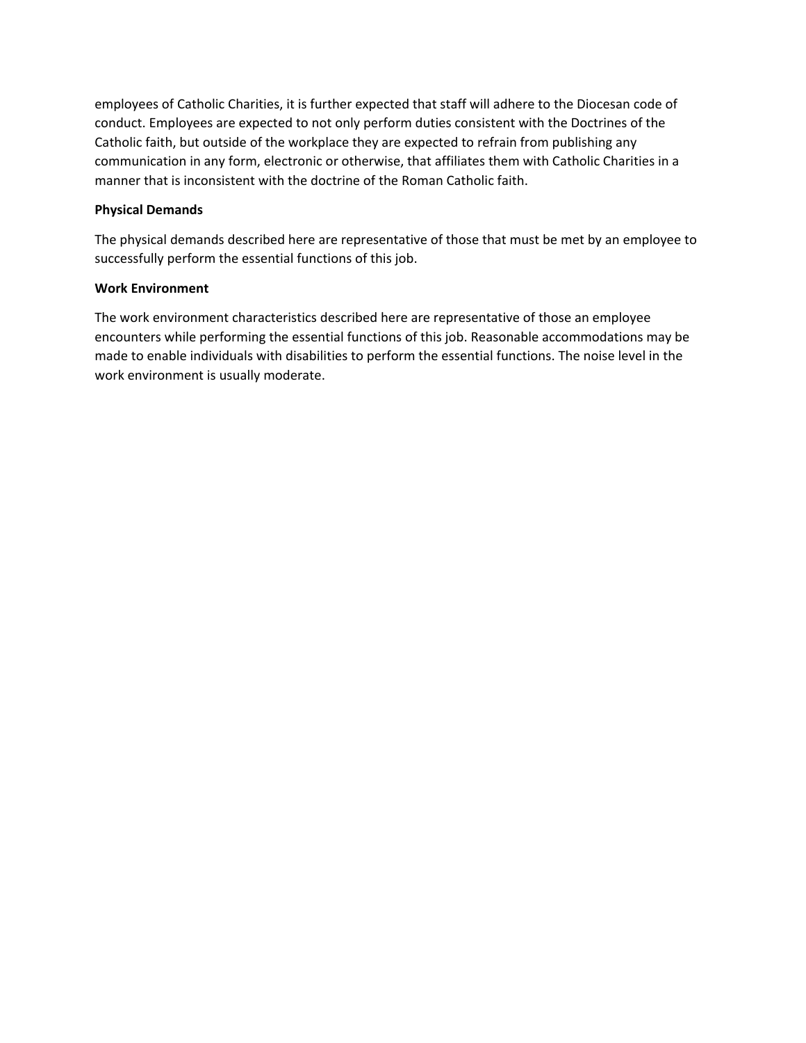employees of Catholic Charities, it is further expected that staff will adhere to the Diocesan code of conduct. Employees are expected to not only perform duties consistent with the Doctrines of the Catholic faith, but outside of the workplace they are expected to refrain from publishing any communication in any form, electronic or otherwise, that affiliates them with Catholic Charities in a manner that is inconsistent with the doctrine of the Roman Catholic faith.

**Physical Demands**

The physical demands described here are representative of those that must be met by an employee to successfully perform the essential functions of this job.

**Work Environment**

The work environment characteristics described here are representative of those an employee encounters while performing the essential functions of this job. Reasonable accommodations may be made to enable individuals with disabilities to perform the essential functions. The noise level in the work environment is usually moderate.